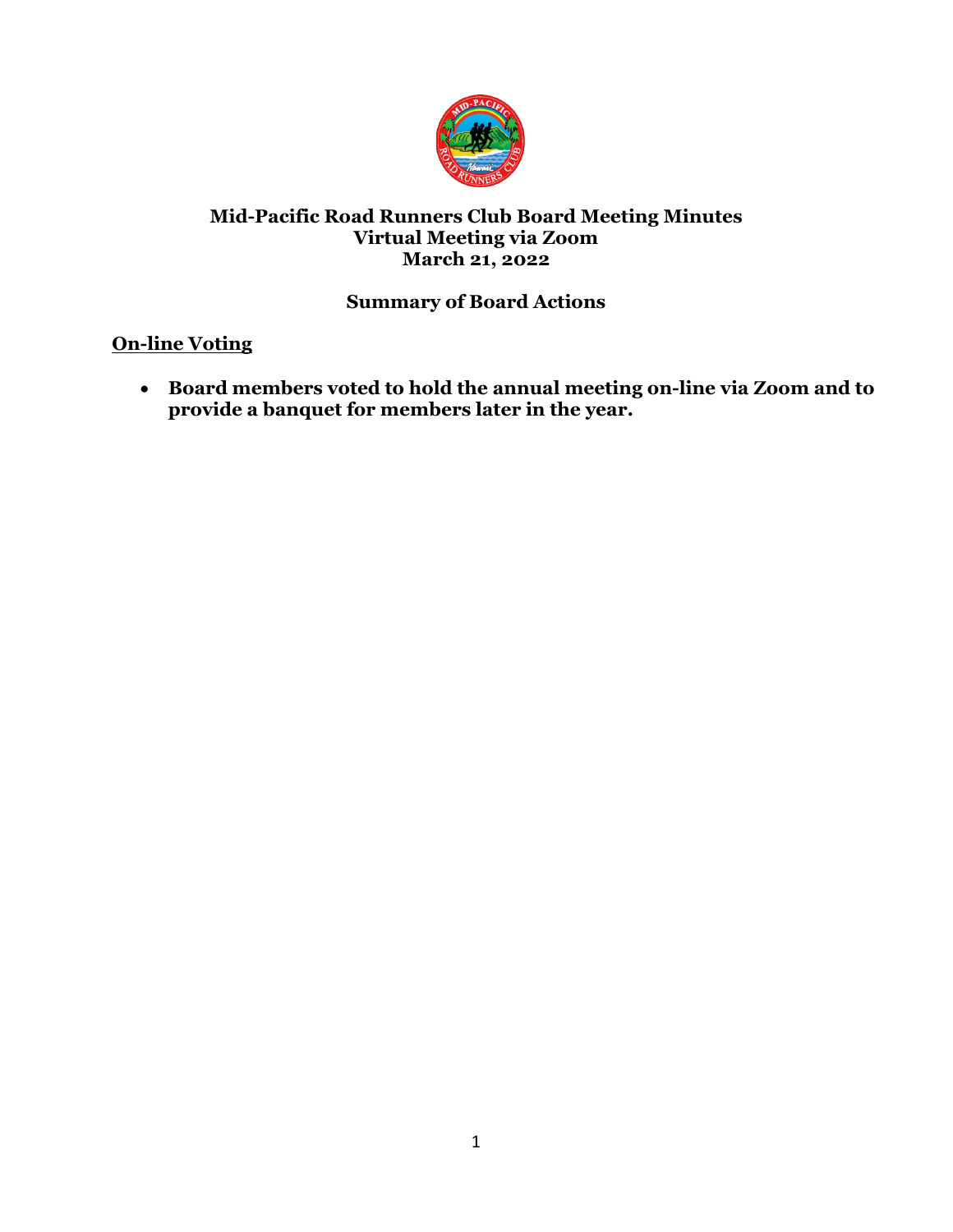# Mid-Pacific Road Runners Club Board Meeting Minutes
## Virtual Meeting via Zoom
## March 21, 2022

### Summary of Board Actions

**<u>On-line Voting</u>**

- **Board members voted to hold the annual meeting on-line via Zoom and to provide a banquet for members later in the year.**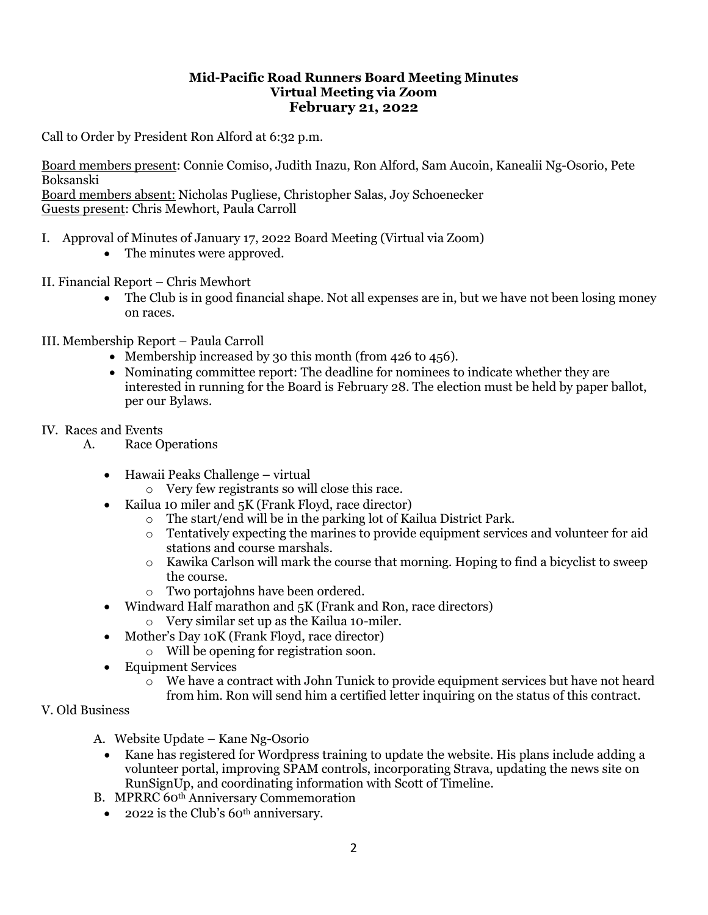**Mid-Pacific Road Runners Board Meeting Minutes**
**Virtual Meeting via Zoom**
**February 21, 2022**

Call to Order by President Ron Alford at 6:32 p.m.

Board members present: Connie Comiso, Judith Inazu, Ron Alford, Sam Aucoin, Kanealii Ng-Osorio, Pete Boksanski
Board members absent: Nicholas Pugliese, Christopher Salas, Joy Schoenecker
Guests present: Chris Mewhort, Paula Carroll

I. Approval of Minutes of January 17, 2022 Board Meeting (Virtual via Zoom)
- The minutes were approved.

II. Financial Report – Chris Mewhort
- The Club is in good financial shape. Not all expenses are in, but we have not been losing money on races.

III. Membership Report – Paula Carroll
- Membership increased by 30 this month (from 426 to 456).
- Nominating committee report: The deadline for nominees to indicate whether they are interested in running for the Board is February 28. The election must be held by paper ballot, per our Bylaws.

IV. Races and Events
A. Race Operations

- Hawaii Peaks Challenge – virtual
  - Very few registrants so will close this race.
- Kailua 10 miler and 5K (Frank Floyd, race director)
  - The start/end will be in the parking lot of Kailua District Park.
  - Tentatively expecting the marines to provide equipment services and volunteer for aid stations and course marshals.
  - Kawika Carlson will mark the course that morning. Hoping to find a bicyclist to sweep the course.
  - Two portajohns have been ordered.
- Windward Half marathon and 5K (Frank and Ron, race directors)
  - Very similar set up as the Kailua 10-miler.
- Mother's Day 10K (Frank Floyd, race director)
  - Will be opening for registration soon.
- Equipment Services
  - We have a contract with John Tunick to provide equipment services but have not heard from him. Ron will send him a certified letter inquiring on the status of this contract.

V. Old Business

A. Website Update – Kane Ng-Osorio
- Kane has registered for Wordpress training to update the website. His plans include adding a volunteer portal, improving SPAM controls, incorporating Strava, updating the news site on RunSignUp, and coordinating information with Scott of Timeline.

B. MPRRC 60th Anniversary Commemoration
- 2022 is the Club's 60th anniversary.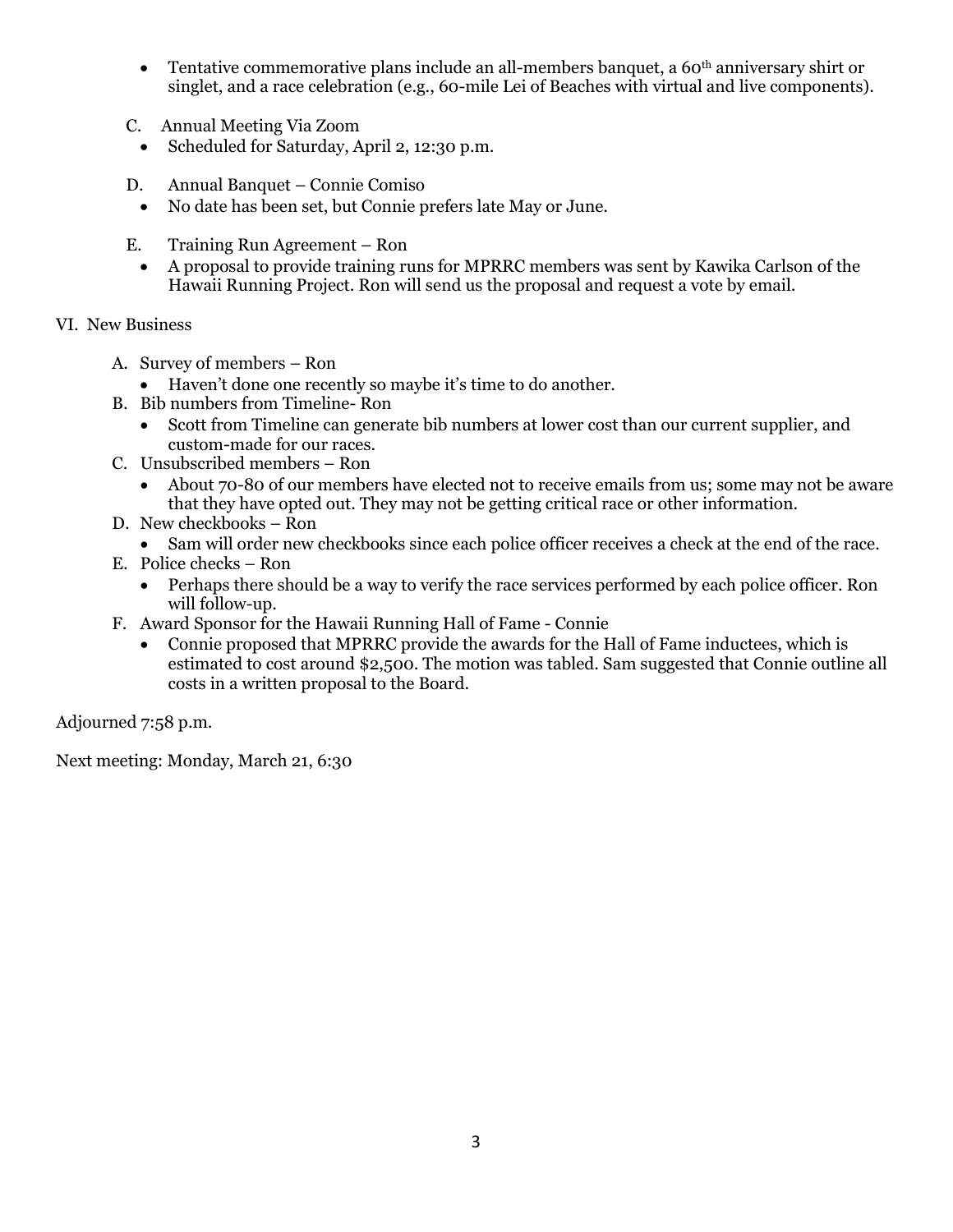- Tentative commemorative plans include an all-members banquet, a 60th anniversary shirt or singlet, and a race celebration (e.g., 60-mile Lei of Beaches with virtual and live components).

C. Annual Meeting Via Zoom

- Scheduled for Saturday, April 2, 12:30 p.m.

D. Annual Banquet – Connie Comiso

- No date has been set, but Connie prefers late May or June.

E. Training Run Agreement – Ron

- A proposal to provide training runs for MPRRC members was sent by Kawika Carlson of the Hawaii Running Project. Ron will send us the proposal and request a vote by email.

VI. New Business

A. Survey of members – Ron
- Haven't done one recently so maybe it's time to do another.

B. Bib numbers from Timeline- Ron
- Scott from Timeline can generate bib numbers at lower cost than our current supplier, and custom-made for our races.

C. Unsubscribed members – Ron
- About 70-80 of our members have elected not to receive emails from us; some may not be aware that they have opted out. They may not be getting critical race or other information.

D. New checkbooks – Ron
- Sam will order new checkbooks since each police officer receives a check at the end of the race.

E. Police checks – Ron
- Perhaps there should be a way to verify the race services performed by each police officer. Ron will follow-up.

F. Award Sponsor for the Hawaii Running Hall of Fame - Connie
- Connie proposed that MPRRC provide the awards for the Hall of Fame inductees, which is estimated to cost around $2,500. The motion was tabled. Sam suggested that Connie outline all costs in a written proposal to the Board.

Adjourned 7:58 p.m.

Next meeting: Monday, March 21, 6:30